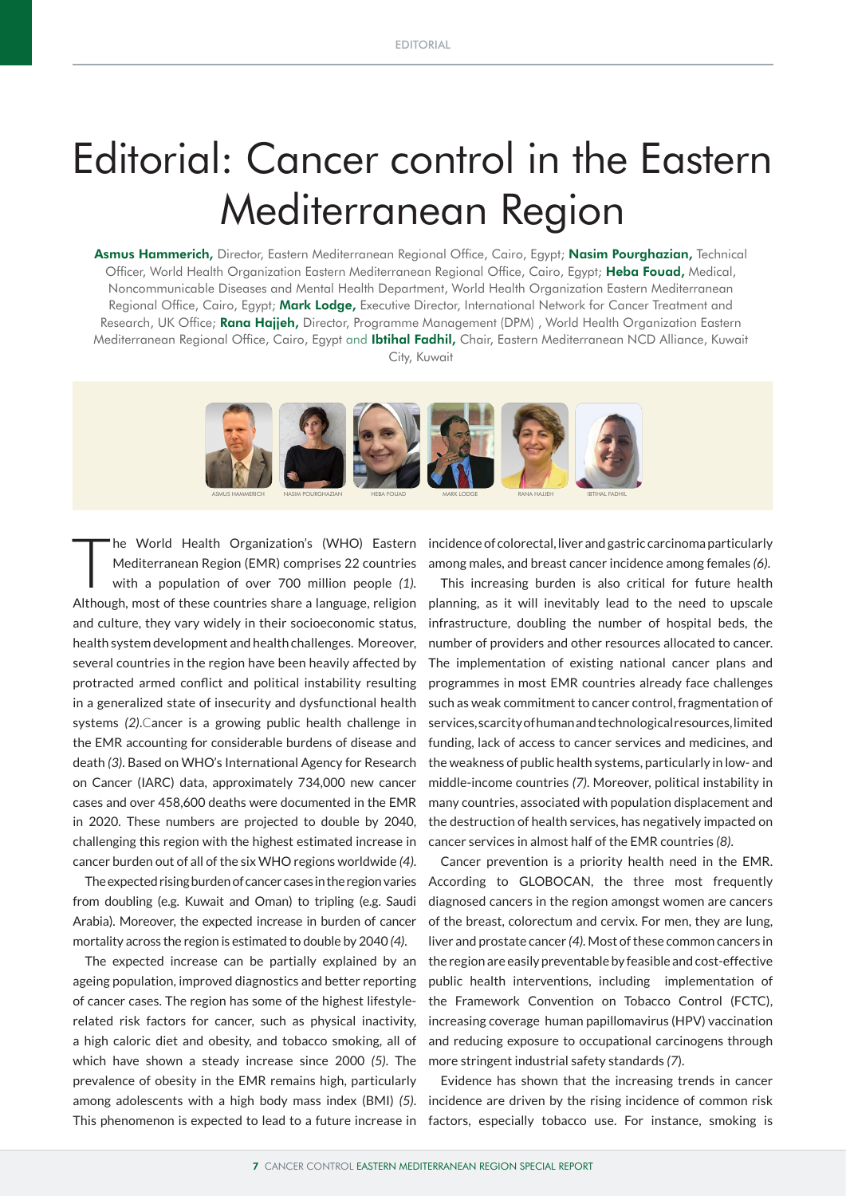# Editorial: Cancer control in the Eastern Mediterranean Region

**Asmus Hammerich,** Director, Eastern Mediterranean Regional Office, Cairo, Egypt; **Nasim Pourghazian,** Technical Officer, World Health Organization Eastern Mediterranean Regional Office, Cairo, Egypt; **Heba Fouad,** Medical, Noncommunicable Diseases and Mental Health Department, World Health Organization Eastern Mediterranean Regional Office, Cairo, Egypt; **Mark Lodge,** Executive Director, International Network for Cancer Treatment and Research, UK Office; **Rana Hajjeh,** Director, Programme Management (DPM) , World Health Organization Eastern Mediterranean Regional Office, Cairo, Egypt and **Ibtihal Fadhil,** Chair, Eastern Mediterranean NCD Alliance, Kuwait City, Kuwait

ASMUS HAMMERICH NASIM POURGHAZIAN HEBA FOUAD MARK LODGE RANA HAJJEH IBTIHAL FADHIL

The World Health Organization's (WHO) Eastern Mediterranean Region (EMR) comprises 22 countries with a population of over 700 million people *(1)*. Although, most of these countries share a language, religion and culture, they vary widely in their socioeconomic status, health system development and health challenges. Moreover, several countries in the region have been heavily affected by protracted armed conflict and political instability resulting in a generalized state of insecurity and dysfunctional health systems *(2)*.Cancer is a growing public health challenge in the EMR accounting for considerable burdens of disease and death *(3)*. Based on WHO's International Agency for Research on Cancer (IARC) data, approximately 734,000 new cancer cases and over 458,600 deaths were documented in the EMR in 2020. These numbers are projected to double by 2040, challenging this region with the highest estimated increase in cancer burden out of all of the six WHO regions worldwide *(4)*.

The expected rising burden of cancer cases in the region varies from doubling (e.g. Kuwait and Oman) to tripling (e.g. Saudi Arabia). Moreover, the expected increase in burden of cancer mortality across the region is estimated to double by 2040 *(4)*.

The expected increase can be partially explained by an ageing population, improved diagnostics and better reporting of cancer cases. The region has some of the highest lifestyle-related risk factors for cancer, such as physical inactivity, a high caloric diet and obesity, and tobacco smoking, all of which have shown a steady increase since 2000 *(5)*. The prevalence of obesity in the EMR remains high, particularly among adolescents with a high body mass index (BMI) *(5)*. This phenomenon is expected to lead to a future increase in incidence of colorectal, liver and gastric carcinoma particularly among males, and breast cancer incidence among females *(6)*.

This increasing burden is also critical for future health planning, as it will inevitably lead to the need to upscale infrastructure, doubling the number of hospital beds, the number of providers and other resources allocated to cancer. The implementation of existing national cancer plans and programmes in most EMR countries already face challenges such as weak commitment to cancer control, fragmentation of services, scarcity of human and technological resources, limited funding, lack of access to cancer services and medicines, and the weakness of public health systems, particularly in low- and middle-income countries *(7)*. Moreover, political instability in many countries, associated with population displacement and the destruction of health services, has negatively impacted on cancer services in almost half of the EMR countries *(8)*.

Cancer prevention is a priority health need in the EMR. According to GLOBOCAN, the three most frequently diagnosed cancers in the region amongst women are cancers of the breast, colorectum and cervix. For men, they are lung, liver and prostate cancer *(4)*. Most of these common cancers in the region are easily preventable by feasible and cost-effective public health interventions, including implementation of the Framework Convention on Tobacco Control (FCTC), increasing coverage human papillomavirus (HPV) vaccination and reducing exposure to occupational carcinogens through more stringent industrial safety standards *(7)*.

Evidence has shown that the increasing trends in cancer incidence are driven by the rising incidence of common risk factors, especially tobacco use. For instance, smoking is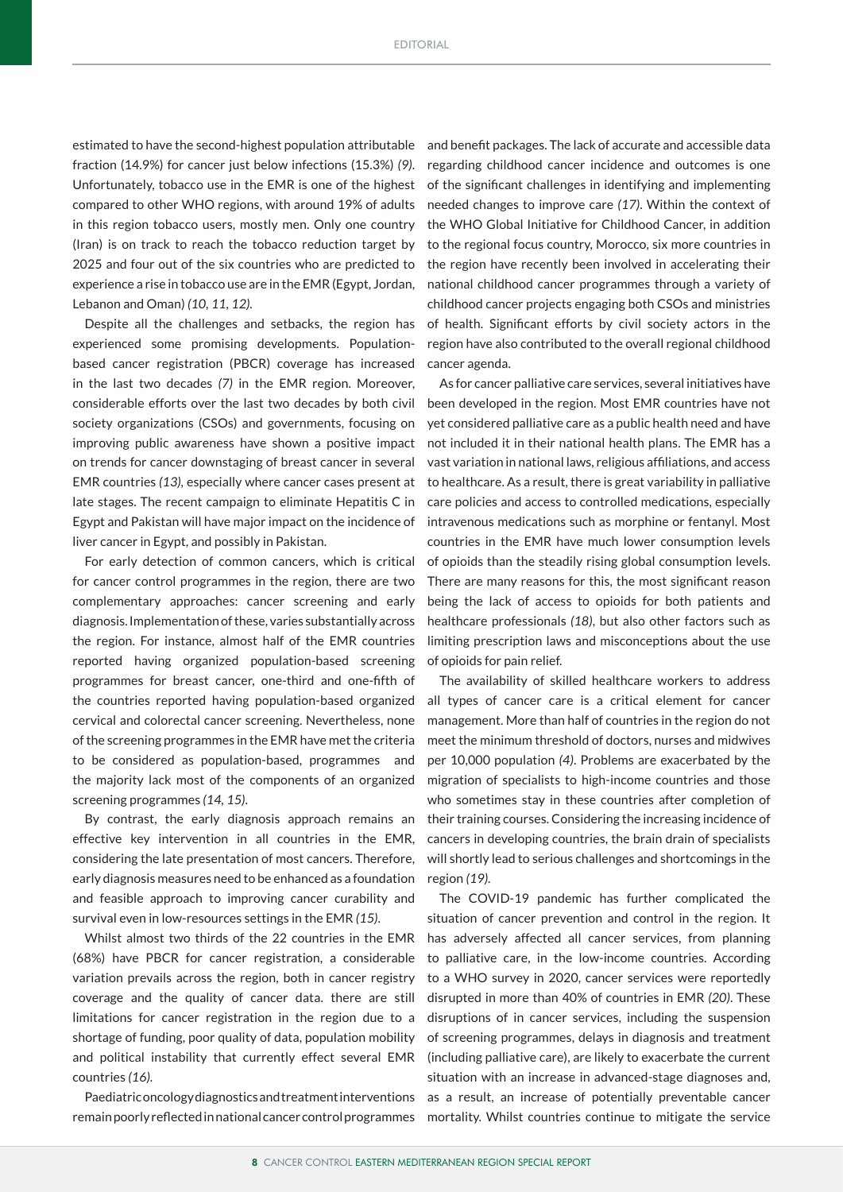estimated to have the second-highest population attributable fraction (14.9%) for cancer just below infections (15.3%) *(9)*. Unfortunately, tobacco use in the EMR is one of the highest compared to other WHO regions, with around 19% of adults in this region tobacco users, mostly men. Only one country (Iran) is on track to reach the tobacco reduction target by 2025 and four out of the six countries who are predicted to experience a rise in tobacco use are in the EMR (Egypt, Jordan, Lebanon and Oman) *(10, 11, 12)*.

Despite all the challenges and setbacks, the region has experienced some promising developments. Population-based cancer registration (PBCR) coverage has increased in the last two decades *(7)* in the EMR region. Moreover, considerable efforts over the last two decades by both civil society organizations (CSOs) and governments, focusing on improving public awareness have shown a positive impact on trends for cancer downstaging of breast cancer in several EMR countries *(13)*, especially where cancer cases present at late stages. The recent campaign to eliminate Hepatitis C in Egypt and Pakistan will have major impact on the incidence of liver cancer in Egypt, and possibly in Pakistan.

For early detection of common cancers, which is critical for cancer control programmes in the region, there are two complementary approaches: cancer screening and early diagnosis. Implementation of these, varies substantially across the region. For instance, almost half of the EMR countries reported having organized population-based screening programmes for breast cancer, one-third and one-fifth of the countries reported having population-based organized cervical and colorectal cancer screening. Nevertheless, none of the screening programmes in the EMR have met the criteria to be considered as population-based, programmes and the majority lack most of the components of an organized screening programmes *(14, 15)*.

By contrast, the early diagnosis approach remains an effective key intervention in all countries in the EMR, considering the late presentation of most cancers. Therefore, early diagnosis measures need to be enhanced as a foundation and feasible approach to improving cancer curability and survival even in low-resources settings in the EMR *(15)*.

Whilst almost two thirds of the 22 countries in the EMR (68%) have PBCR for cancer registration, a considerable variation prevails across the region, both in cancer registry coverage and the quality of cancer data. there are still limitations for cancer registration in the region due to a shortage of funding, poor quality of data, population mobility and political instability that currently effect several EMR countries *(16)*.

Paediatric oncology diagnostics and treatment interventions remain poorly reflected in national cancer control programmes and benefit packages. The lack of accurate and accessible data regarding childhood cancer incidence and outcomes is one of the significant challenges in identifying and implementing needed changes to improve care *(17)*. Within the context of the WHO Global Initiative for Childhood Cancer, in addition to the regional focus country, Morocco, six more countries in the region have recently been involved in accelerating their national childhood cancer programmes through a variety of childhood cancer projects engaging both CSOs and ministries of health. Significant efforts by civil society actors in the region have also contributed to the overall regional childhood cancer agenda.

As for cancer palliative care services, several initiatives have been developed in the region. Most EMR countries have not yet considered palliative care as a public health need and have not included it in their national health plans. The EMR has a vast variation in national laws, religious affiliations, and access to healthcare. As a result, there is great variability in palliative care policies and access to controlled medications, especially intravenous medications such as morphine or fentanyl. Most countries in the EMR have much lower consumption levels of opioids than the steadily rising global consumption levels. There are many reasons for this, the most significant reason being the lack of access to opioids for both patients and healthcare professionals *(18)*, but also other factors such as limiting prescription laws and misconceptions about the use of opioids for pain relief.

The availability of skilled healthcare workers to address all types of cancer care is a critical element for cancer management. More than half of countries in the region do not meet the minimum threshold of doctors, nurses and midwives per 10,000 population *(4)*. Problems are exacerbated by the migration of specialists to high-income countries and those who sometimes stay in these countries after completion of their training courses. Considering the increasing incidence of cancers in developing countries, the brain drain of specialists will shortly lead to serious challenges and shortcomings in the region *(19)*.

The COVID-19 pandemic has further complicated the situation of cancer prevention and control in the region. It has adversely affected all cancer services, from planning to palliative care, in the low-income countries. According to a WHO survey in 2020, cancer services were reportedly disrupted in more than 40% of countries in EMR *(20)*. These disruptions of in cancer services, including the suspension of screening programmes, delays in diagnosis and treatment (including palliative care), are likely to exacerbate the current situation with an increase in advanced-stage diagnoses and, as a result, an increase of potentially preventable cancer mortality. Whilst countries continue to mitigate the service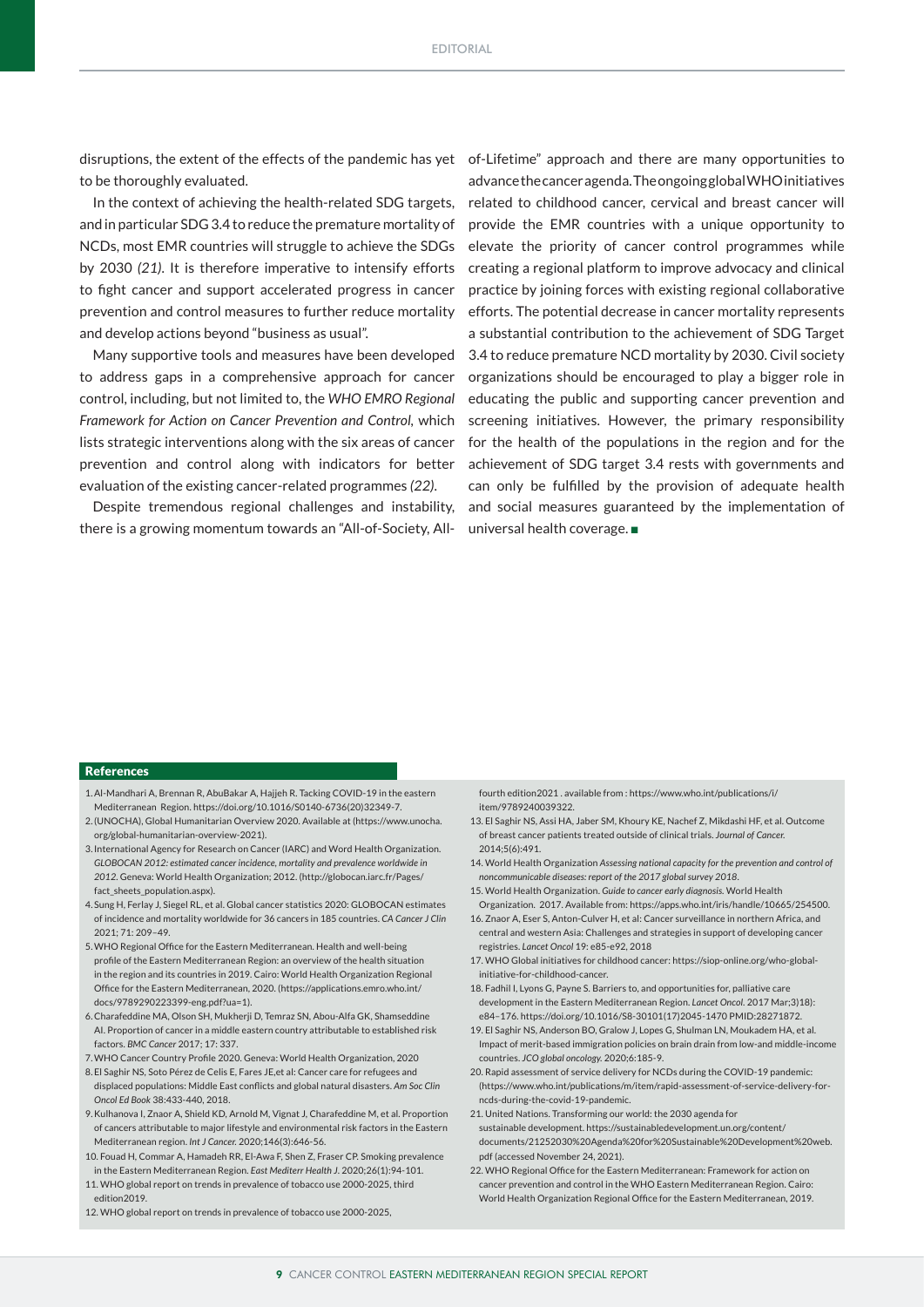disruptions, the extent of the effects of the pandemic has yet to be thoroughly evaluated.

In the context of achieving the health-related SDG targets, and in particular SDG 3.4 to reduce the premature mortality of NCDs, most EMR countries will struggle to achieve the SDGs by 2030 *(21)*. It is therefore imperative to intensify efforts to fight cancer and support accelerated progress in cancer prevention and control measures to further reduce mortality and develop actions beyond "business as usual".

Many supportive tools and measures have been developed to address gaps in a comprehensive approach for cancer control, including, but not limited to, the *WHO EMRO Regional Framework for Action on Cancer Prevention and Control,* which lists strategic interventions along with the six areas of cancer prevention and control along with indicators for better evaluation of the existing cancer-related programmes *(22)*.

Despite tremendous regional challenges and instability, there is a growing momentum towards an "All-of-Society, All-of-Lifetime" approach and there are many opportunities to advance the cancer agenda. The ongoing global WHO initiatives related to childhood cancer, cervical and breast cancer will provide the EMR countries with a unique opportunity to elevate the priority of cancer control programmes while creating a regional platform to improve advocacy and clinical practice by joining forces with existing regional collaborative efforts. The potential decrease in cancer mortality represents a substantial contribution to the achievement of SDG Target 3.4 to reduce premature NCD mortality by 2030. Civil society organizations should be encouraged to play a bigger role in educating the public and supporting cancer prevention and screening initiatives. However, the primary responsibility for the health of the populations in the region and for the achievement of SDG target 3.4 rests with governments and can only be fulfilled by the provision of adequate health and social measures guaranteed by the implementation of universal health coverage. ■

## References

1. Al-Mandhari A, Brennan R, AbuBakar A, Hajjeh R. Tacking COVID-19 in the eastern Mediterranean Region. https://doi.org/10.1016/S0140-6736(20)32349-7.
2. (UNOCHA), Global Humanitarian Overview 2020. Available at (https://www.unocha.org/global-humanitarian-overview-2021).
3. International Agency for Research on Cancer (IARC) and Word Health Organization. *GLOBOCAN 2012: estimated cancer incidence, mortality and prevalence worldwide in 2012*. Geneva: World Health Organization; 2012. (http://globocan.iarc.fr/Pages/fact_sheets_population.aspx).
4. Sung H, Ferlay J, Siegel RL, et al. Global cancer statistics 2020: GLOBOCAN estimates of incidence and mortality worldwide for 36 cancers in 185 countries. *CA Cancer J Clin* 2021; 71: 209–49.
5. WHO Regional Office for the Eastern Mediterranean. Health and well-being profile of the Eastern Mediterranean Region: an overview of the health situation in the region and its countries in 2019. Cairo: World Health Organization Regional Office for the Eastern Mediterranean, 2020. (https://applications.emro.who.int/docs/9789290223399-eng.pdf?ua=1).
6. Charafeddine MA, Olson SH, Mukherji D, Temraz SN, Abou-Alfa GK, Shamseddine AI. Proportion of cancer in a middle eastern country attributable to established risk factors. *BMC Cancer* 2017; 17: 337.
7. WHO Cancer Country Profile 2020. Geneva: World Health Organization, 2020
8. El Saghir NS, Soto Pérez de Celis E, Fares JE,et al: Cancer care for refugees and displaced populations: Middle East conflicts and global natural disasters. *Am Soc Clin Oncol Ed Book* 38:433-440, 2018.
9. Kulhanova I, Znaor A, Shield KD, Arnold M, Vignat J, Charafeddine M, et al. Proportion of cancers attributable to major lifestyle and environmental risk factors in the Eastern Mediterranean region. *Int J Cancer.* 2020;146(3):646-56.
10. Fouad H, Commar A, Hamadeh RR, El-Awa F, Shen Z, Fraser CP. Smoking prevalence in the Eastern Mediterranean Region. *East Mediterr Health J*. 2020;26(1):94-101.
11. WHO global report on trends in prevalence of tobacco use 2000-2025, third edition2019.
12. WHO global report on trends in prevalence of tobacco use 2000-2025, fourth edition2021 . available from : https://www.who.int/publications/i/item/9789240039322.
13. El Saghir NS, Assi HA, Jaber SM, Khoury KE, Nachef Z, Mikdashi HF, et al. Outcome of breast cancer patients treated outside of clinical trials. *Journal of Cancer.* 2014;5(6):491.
14. World Health Organization *Assessing national capacity for the prevention and control of noncommunicable diseases: report of the 2017 global survey 2018*.
15. World Health Organization. *Guide to cancer early diagnosis.* World Health Organization. 2017. Available from: https://apps.who.int/iris/handle/10665/254500.
16. Znaor A, Eser S, Anton-Culver H, et al: Cancer surveillance in northern Africa, and central and western Asia: Challenges and strategies in support of developing cancer registries. *Lancet Oncol* 19: e85-e92, 2018
17. WHO Global initiatives for childhood cancer: https://siop-online.org/who-global-initiative-for-childhood-cancer.
18. Fadhil I, Lyons G, Payne S. Barriers to, and opportunities for, palliative care development in the Eastern Mediterranean Region. *Lancet Oncol.* 2017 Mar;3)18): e84–176. https://doi.org/10.1016/S8-30101(17)2045-1470 PMID:28271872.
19. El Saghir NS, Anderson BO, Gralow J, Lopes G, Shulman LN, Moukadem HA, et al. Impact of merit-based immigration policies on brain drain from low-and middle-income countries. *JCO global oncology.* 2020;6:185-9.
20. Rapid assessment of service delivery for NCDs during the COVID-19 pandemic: (https://www.who.int/publications/m/item/rapid-assessment-of-service-delivery-for-ncds-during-the-covid-19-pandemic.
21. United Nations. Transforming our world: the 2030 agenda for sustainable development. https://sustainabledevelopment.un.org/content/documents/21252030%20Agenda%20for%20Sustainable%20Development%20web.pdf (accessed November 24, 2021).
22. WHO Regional Office for the Eastern Mediterranean: Framework for action on cancer prevention and control in the WHO Eastern Mediterranean Region. Cairo: World Health Organization Regional Office for the Eastern Mediterranean, 2019.